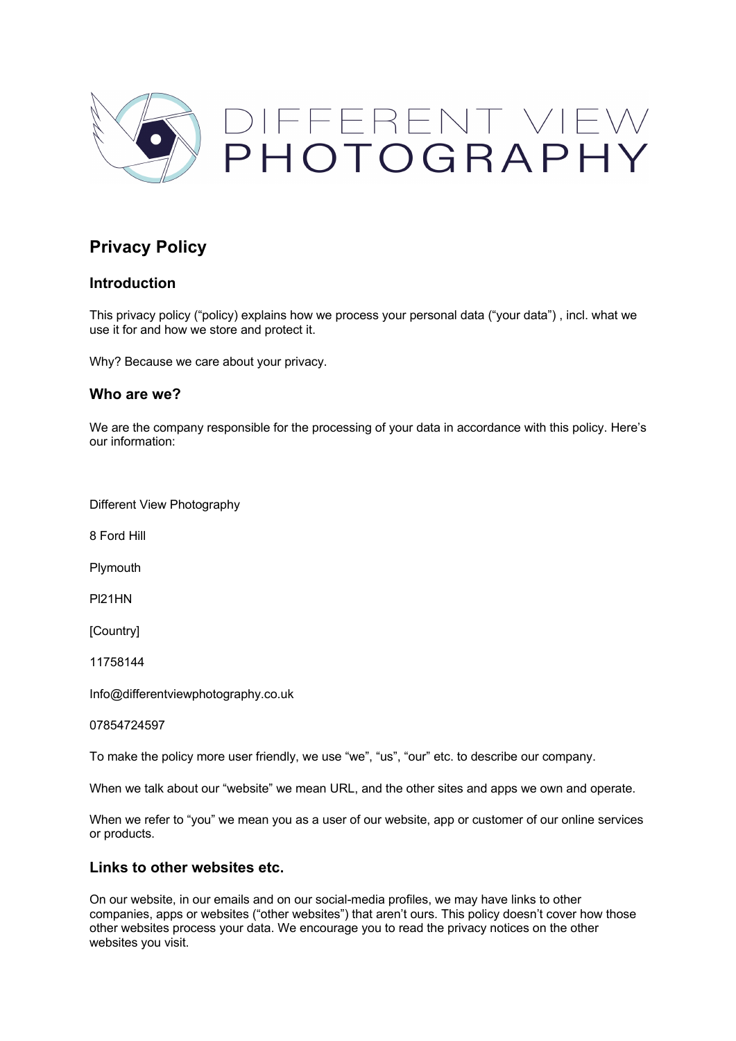DIFFERENT VIEW PHOTOGRAPHY

# Privacy Policy

## Introduction

This privacy policy ("policy) explains how we process your personal data ("your data") , incl. what we use it for and how we store and protect it.

Why? Because we care about your privacy.

## Who are we?

We are the company responsible for the processing of your data in accordance with this policy. Here's our information:

Different View Photography

8 Ford Hill

Plymouth

Pl21HN

[Country]

11758144

Info@differentviewphotography.co.uk

07854724597

To make the policy more user friendly, we use "we", "us", "our" etc. to describe our company.

When we talk about our "website" we mean URL, and the other sites and apps we own and operate.

When we refer to "you" we mean you as a user of our website, app or customer of our online services or products.

## Links to other websites etc.

On our website, in our emails and on our social-media profiles, we may have links to other companies, apps or websites ("other websites") that aren't ours. This policy doesn't cover how those other websites process your data. We encourage you to read the privacy notices on the other websites you visit.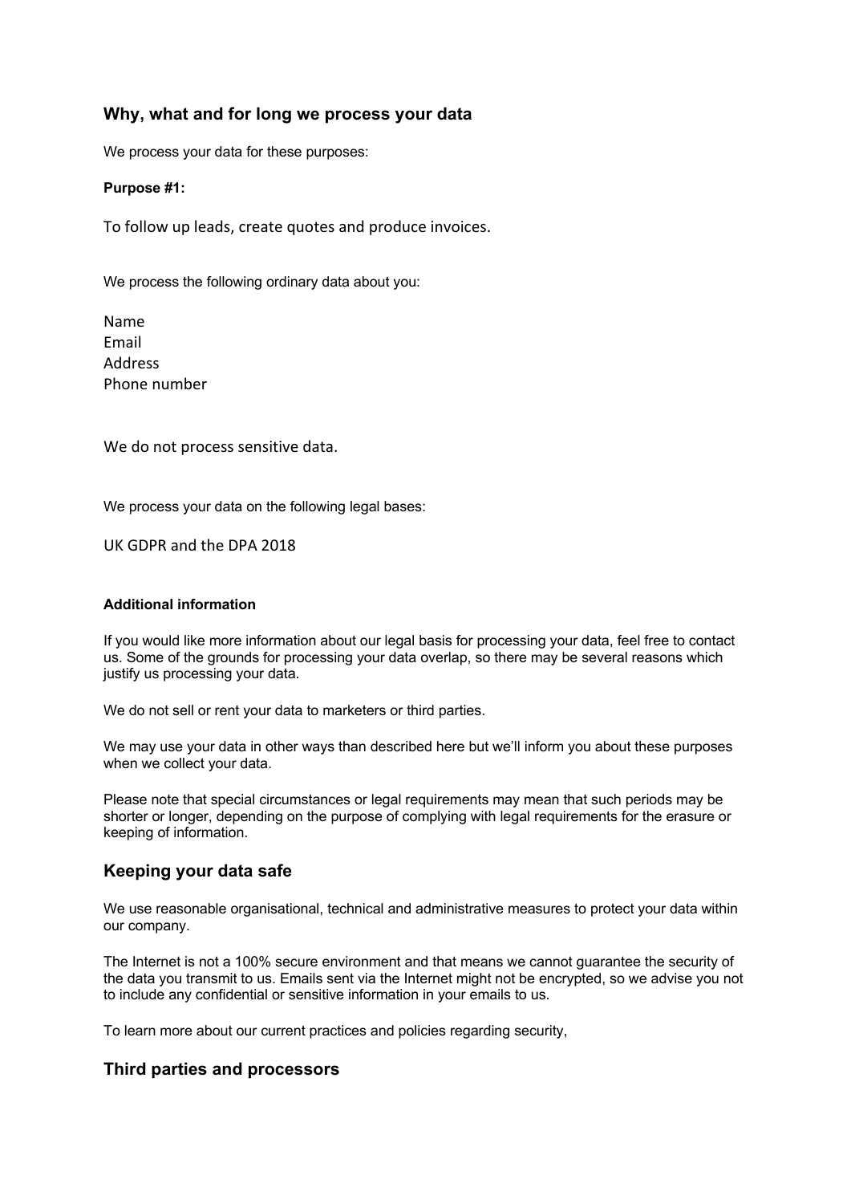## Why, what and for long we process your data

We process your data for these purposes:

**Purpose #1:**

To follow up leads, create quotes and produce invoices.

We process the following ordinary data about you:

Name
Email
Address
Phone number

We do not process sensitive data.

We process your data on the following legal bases:

UK GDPR and the DPA 2018

**Additional information**

If you would like more information about our legal basis for processing your data, feel free to contact us. Some of the grounds for processing your data overlap, so there may be several reasons which justify us processing your data.

We do not sell or rent your data to marketers or third parties.

We may use your data in other ways than described here but we'll inform you about these purposes when we collect your data.

Please note that special circumstances or legal requirements may mean that such periods may be shorter or longer, depending on the purpose of complying with legal requirements for the erasure or keeping of information.

## Keeping your data safe

We use reasonable organisational, technical and administrative measures to protect your data within our company.

The Internet is not a 100% secure environment and that means we cannot guarantee the security of the data you transmit to us. Emails sent via the Internet might not be encrypted, so we advise you not to include any confidential or sensitive information in your emails to us.

To learn more about our current practices and policies regarding security,

## Third parties and processors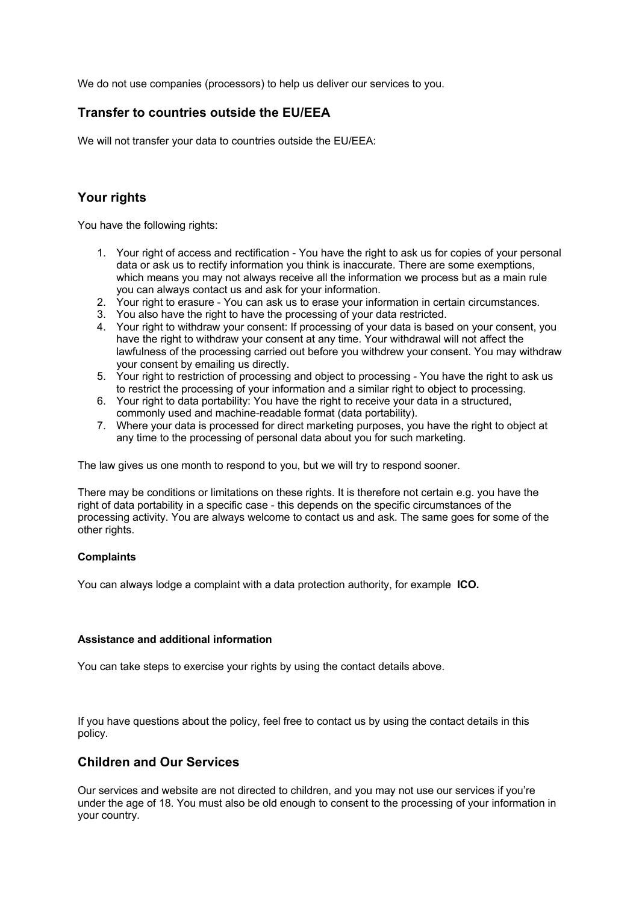We do not use companies (processors) to help us deliver our services to you.

## Transfer to countries outside the EU/EEA

We will not transfer your data to countries outside the EU/EEA:

## Your rights

You have the following rights:

1. Your right of access and rectification - You have the right to ask us for copies of your personal data or ask us to rectify information you think is inaccurate. There are some exemptions, which means you may not always receive all the information we process but as a main rule you can always contact us and ask for your information.
2. Your right to erasure - You can ask us to erase your information in certain circumstances.
3. You also have the right to have the processing of your data restricted.
4. Your right to withdraw your consent: If processing of your data is based on your consent, you have the right to withdraw your consent at any time. Your withdrawal will not affect the lawfulness of the processing carried out before you withdrew your consent. You may withdraw your consent by emailing us directly.
5. Your right to restriction of processing and object to processing - You have the right to ask us to restrict the processing of your information and a similar right to object to processing.
6. Your right to data portability: You have the right to receive your data in a structured, commonly used and machine-readable format (data portability).
7. Where your data is processed for direct marketing purposes, you have the right to object at any time to the processing of personal data about you for such marketing.

The law gives us one month to respond to you, but we will try to respond sooner.

There may be conditions or limitations on these rights. It is therefore not certain e.g. you have the right of data portability in a specific case - this depends on the specific circumstances of the processing activity. You are always welcome to contact us and ask. The same goes for some of the other rights.

#### Complaints

You can always lodge a complaint with a data protection authority, for example **ICO.**

#### Assistance and additional information

You can take steps to exercise your rights by using the contact details above.

If you have questions about the policy, feel free to contact us by using the contact details in this policy.

## Children and Our Services

Our services and website are not directed to children, and you may not use our services if you're under the age of 18. You must also be old enough to consent to the processing of your information in your country.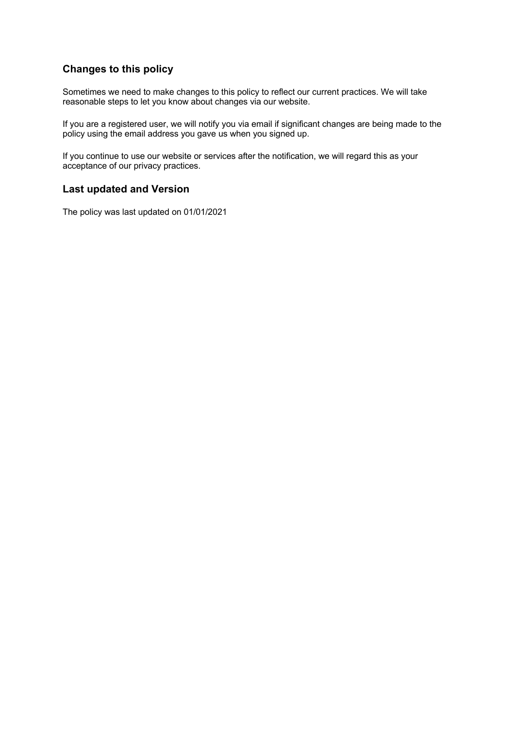## Changes to this policy

Sometimes we need to make changes to this policy to reflect our current practices. We will take reasonable steps to let you know about changes via our website.

If you are a registered user, we will notify you via email if significant changes are being made to the policy using the email address you gave us when you signed up.

If you continue to use our website or services after the notification, we will regard this as your acceptance of our privacy practices.

## Last updated and Version

The policy was last updated on 01/01/2021